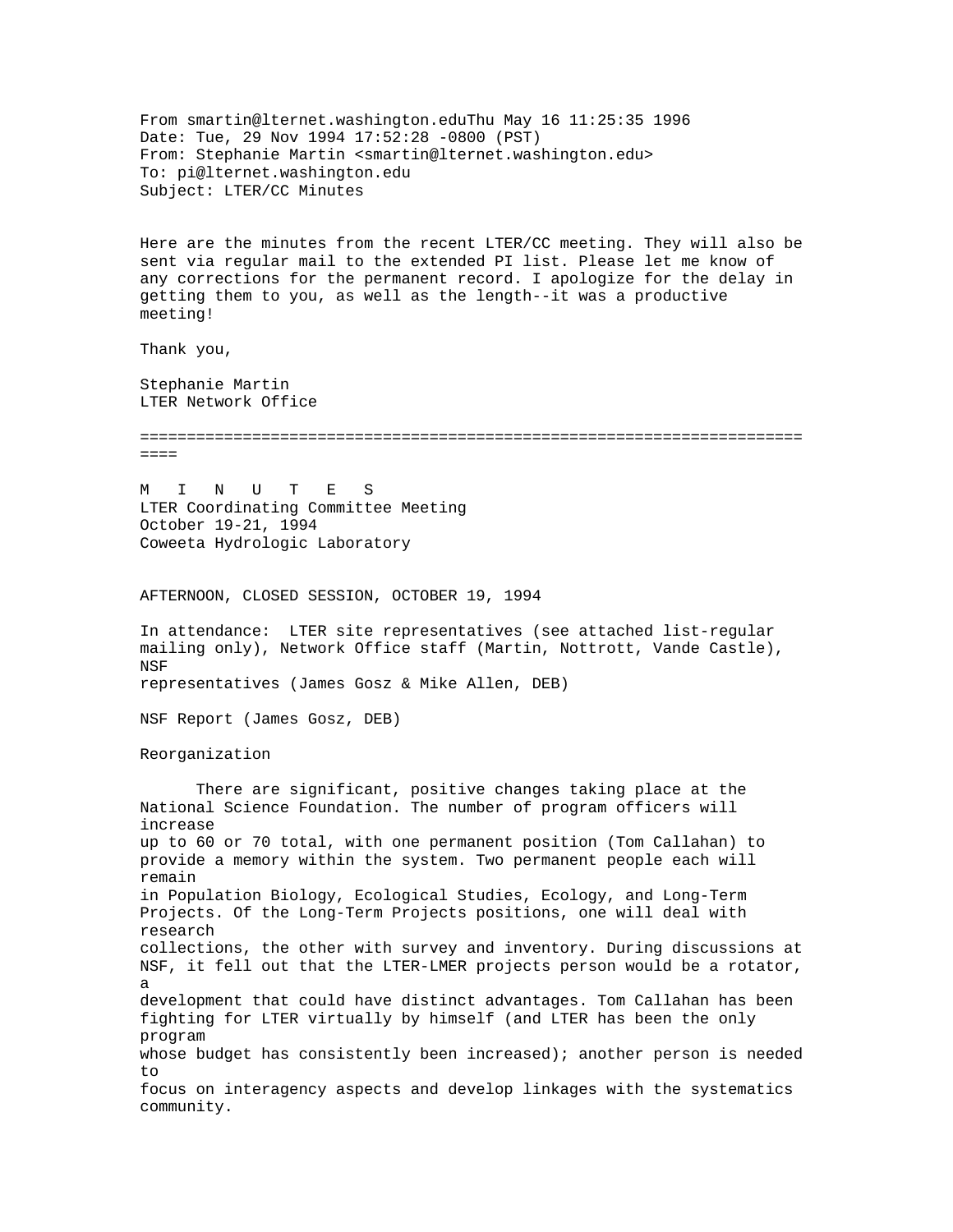From smartin@lternet.washington.eduThu May 16 11:25:35 1996
Date: Tue, 29 Nov 1994 17:52:28 -0800 (PST)
From: Stephanie Martin <smartin@lternet.washington.edu>
To: pi@lternet.washington.edu
Subject: LTER/CC Minutes

Here are the minutes from the recent LTER/CC meeting. They will also be sent via regular mail to the extended PI list. Please let me know of any corrections for the permanent record. I apologize for the delay in getting them to you, as well as the length--it was a productive meeting!

Thank you,

Stephanie Martin
LTER Network Office

========================================================================

# M I N U T E S

LTER Coordinating Committee Meeting
October 19-21, 1994
Coweeta Hydrologic Laboratory

## AFTERNOON, CLOSED SESSION, OCTOBER 19, 1994

In attendance: LTER site representatives (see attached list-regular mailing only), Network Office staff (Martin, Nottrott, Vande Castle), NSF representatives (James Gosz & Mike Allen, DEB)

### NSF Report (James Gosz, DEB)

#### Reorganization

There are significant, positive changes taking place at the National Science Foundation. The number of program officers will increase up to 60 or 70 total, with one permanent position (Tom Callahan) to provide a memory within the system. Two permanent people each will remain in Population Biology, Ecological Studies, Ecology, and Long-Term Projects. Of the Long-Term Projects positions, one will deal with research collections, the other with survey and inventory. During discussions at NSF, it fell out that the LTER-LMER projects person would be a rotator, a development that could have distinct advantages. Tom Callahan has been fighting for LTER virtually by himself (and LTER has been the only program whose budget has consistently been increased); another person is needed to focus on interagency aspects and develop linkages with the systematics community.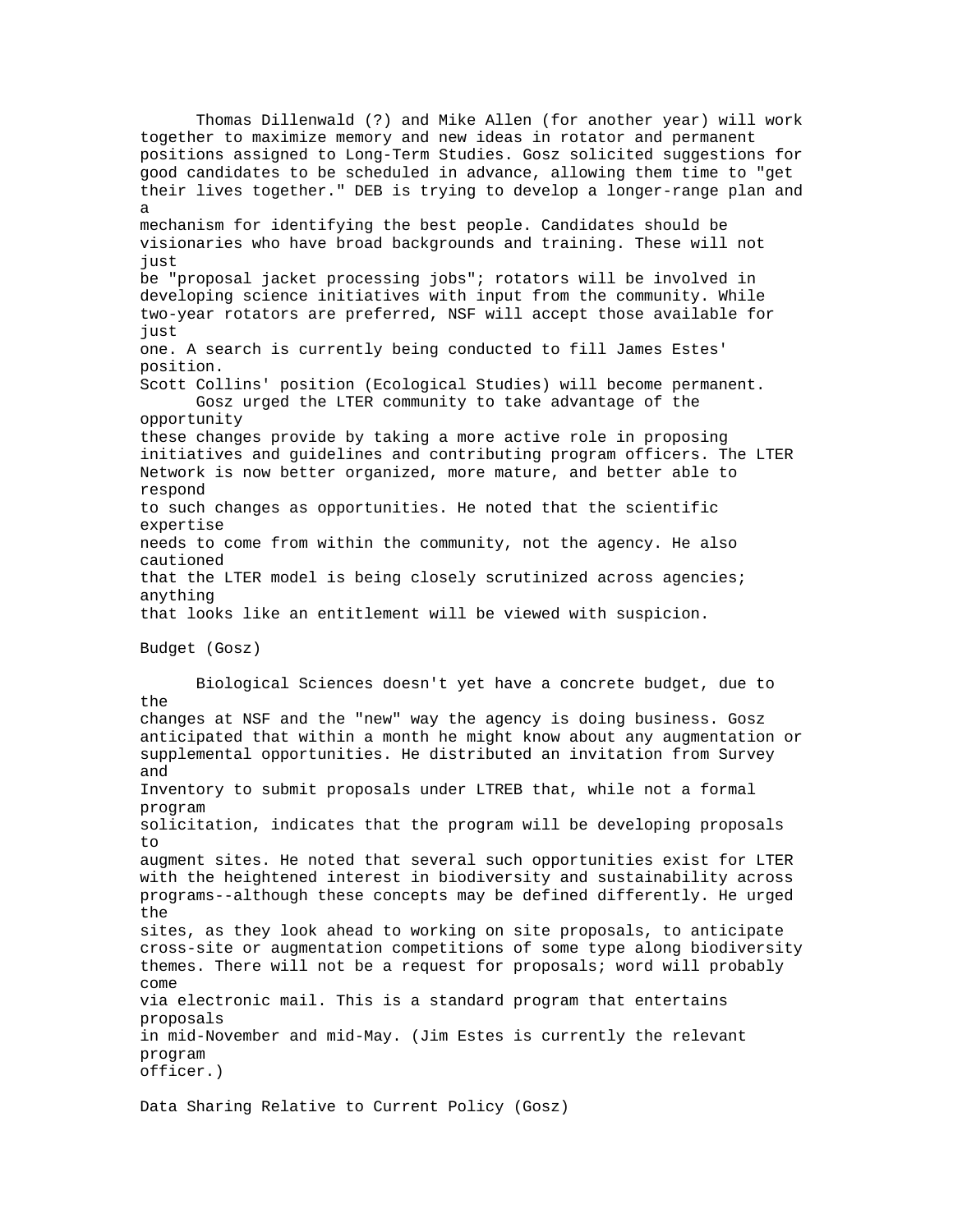Thomas Dillenwald (?) and Mike Allen (for another year) will work together to maximize memory and new ideas in rotator and permanent positions assigned to Long-Term Studies. Gosz solicited suggestions for good candidates to be scheduled in advance, allowing them time to "get their lives together." DEB is trying to develop a longer-range plan and a mechanism for identifying the best people. Candidates should be visionaries who have broad backgrounds and training. These will not just be "proposal jacket processing jobs"; rotators will be involved in developing science initiatives with input from the community. While two-year rotators are preferred, NSF will accept those available for just one. A search is currently being conducted to fill James Estes' position.
Scott Collins' position (Ecological Studies) will become permanent.

Gosz urged the LTER community to take advantage of the opportunity these changes provide by taking a more active role in proposing initiatives and guidelines and contributing program officers. The LTER Network is now better organized, more mature, and better able to respond to such changes as opportunities. He noted that the scientific expertise needs to come from within the community, not the agency. He also cautioned that the LTER model is being closely scrutinized across agencies; anything that looks like an entitlement will be viewed with suspicion.

## Budget (Gosz)

Biological Sciences doesn't yet have a concrete budget, due to the changes at NSF and the "new" way the agency is doing business. Gosz anticipated that within a month he might know about any augmentation or supplemental opportunities. He distributed an invitation from Survey and Inventory to submit proposals under LTREB that, while not a formal program solicitation, indicates that the program will be developing proposals to augment sites. He noted that several such opportunities exist for LTER with the heightened interest in biodiversity and sustainability across programs--although these concepts may be defined differently. He urged the sites, as they look ahead to working on site proposals, to anticipate cross-site or augmentation competitions of some type along biodiversity themes. There will not be a request for proposals; word will probably come via electronic mail. This is a standard program that entertains proposals in mid-November and mid-May. (Jim Estes is currently the relevant program officer.)

## Data Sharing Relative to Current Policy (Gosz)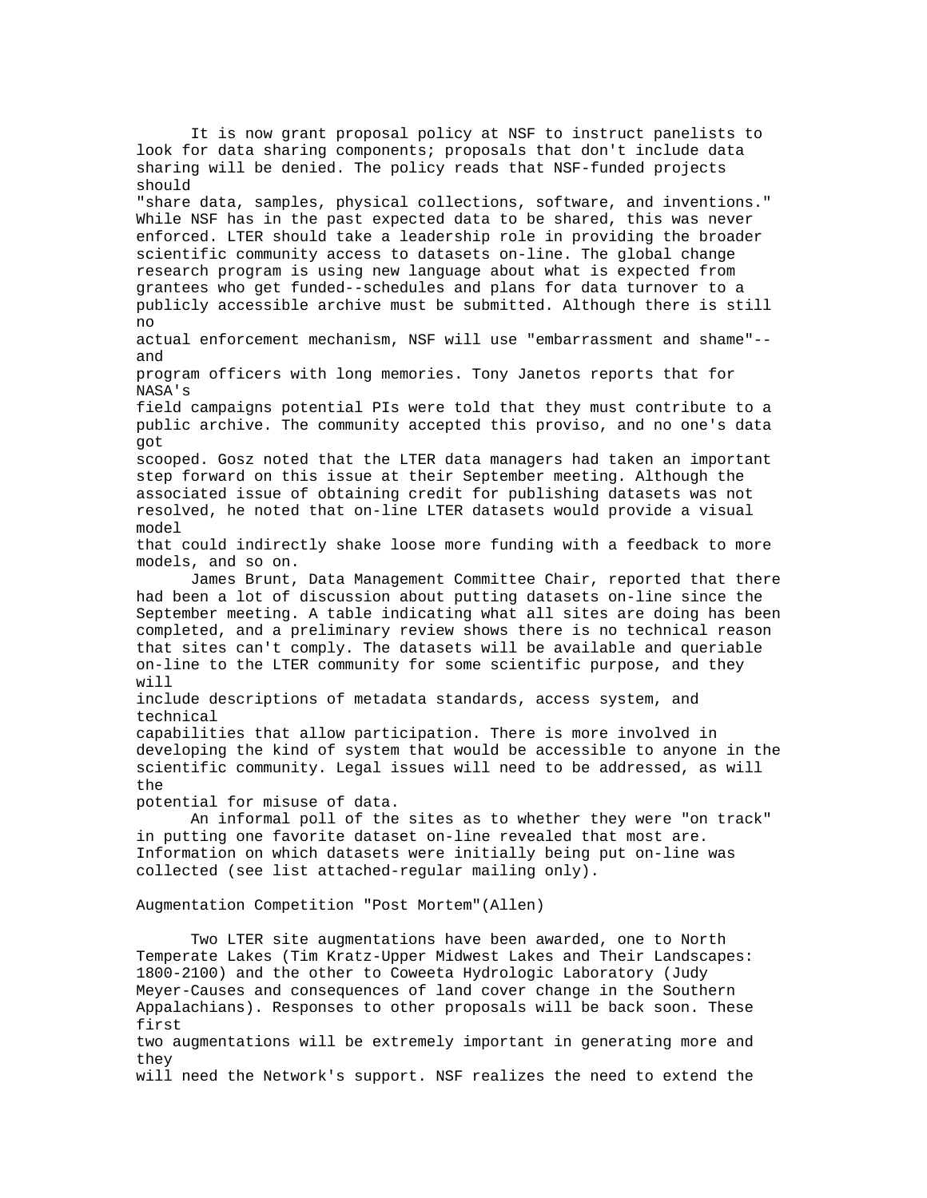It is now grant proposal policy at NSF to instruct panelists to look for data sharing components; proposals that don't include data sharing will be denied. The policy reads that NSF-funded projects should "share data, samples, physical collections, software, and inventions." While NSF has in the past expected data to be shared, this was never enforced. LTER should take a leadership role in providing the broader scientific community access to datasets on-line. The global change research program is using new language about what is expected from grantees who get funded--schedules and plans for data turnover to a publicly accessible archive must be submitted. Although there is still no actual enforcement mechanism, NSF will use "embarrassment and shame"--and program officers with long memories. Tony Janetos reports that for NASA's field campaigns potential PIs were told that they must contribute to a public archive. The community accepted this proviso, and no one's data got scooped. Gosz noted that the LTER data managers had taken an important step forward on this issue at their September meeting. Although the associated issue of obtaining credit for publishing datasets was not resolved, he noted that on-line LTER datasets would provide a visual model that could indirectly shake loose more funding with a feedback to more models, and so on.

James Brunt, Data Management Committee Chair, reported that there had been a lot of discussion about putting datasets on-line since the September meeting. A table indicating what all sites are doing has been completed, and a preliminary review shows there is no technical reason that sites can't comply. The datasets will be available and queriable on-line to the LTER community for some scientific purpose, and they will include descriptions of metadata standards, access system, and technical capabilities that allow participation. There is more involved in developing the kind of system that would be accessible to anyone in the scientific community. Legal issues will need to be addressed, as will the potential for misuse of data.

An informal poll of the sites as to whether they were "on track" in putting one favorite dataset on-line revealed that most are. Information on which datasets were initially being put on-line was collected (see list attached-regular mailing only).

Augmentation Competition "Post Mortem"(Allen)

Two LTER site augmentations have been awarded, one to North Temperate Lakes (Tim Kratz-Upper Midwest Lakes and Their Landscapes: 1800-2100) and the other to Coweeta Hydrologic Laboratory (Judy Meyer-Causes and consequences of land cover change in the Southern Appalachians). Responses to other proposals will be back soon. These first two augmentations will be extremely important in generating more and they will need the Network's support. NSF realizes the need to extend the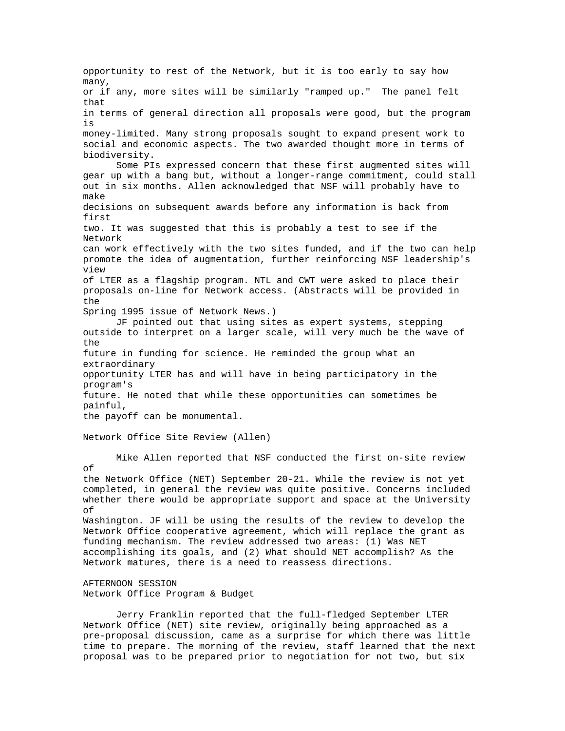opportunity to rest of the Network, but it is too early to say how many, or if any, more sites will be similarly "ramped up." The panel felt that in terms of general direction all proposals were good, but the program is money-limited. Many strong proposals sought to expand present work to social and economic aspects. The two awarded thought more in terms of biodiversity.

Some PIs expressed concern that these first augmented sites will gear up with a bang but, without a longer-range commitment, could stall out in six months. Allen acknowledged that NSF will probably have to make decisions on subsequent awards before any information is back from first two. It was suggested that this is probably a test to see if the Network can work effectively with the two sites funded, and if the two can help promote the idea of augmentation, further reinforcing NSF leadership's view of LTER as a flagship program. NTL and CWT were asked to place their proposals on-line for Network access. (Abstracts will be provided in the Spring 1995 issue of Network News.)

JF pointed out that using sites as expert systems, stepping outside to interpret on a larger scale, will very much be the wave of the future in funding for science. He reminded the group what an extraordinary opportunity LTER has and will have in being participatory in the program's future. He noted that while these opportunities can sometimes be painful, the payoff can be monumental.

Network Office Site Review (Allen)

Mike Allen reported that NSF conducted the first on-site review of the Network Office (NET) September 20-21. While the review is not yet completed, in general the review was quite positive. Concerns included whether there would be appropriate support and space at the University of Washington. JF will be using the results of the review to develop the Network Office cooperative agreement, which will replace the grant as funding mechanism. The review addressed two areas: (1) Was NET accomplishing its goals, and (2) What should NET accomplish? As the Network matures, there is a need to reassess directions.

AFTERNOON SESSION
Network Office Program & Budget

Jerry Franklin reported that the full-fledged September LTER Network Office (NET) site review, originally being approached as a pre-proposal discussion, came as a surprise for which there was little time to prepare. The morning of the review, staff learned that the next proposal was to be prepared prior to negotiation for not two, but six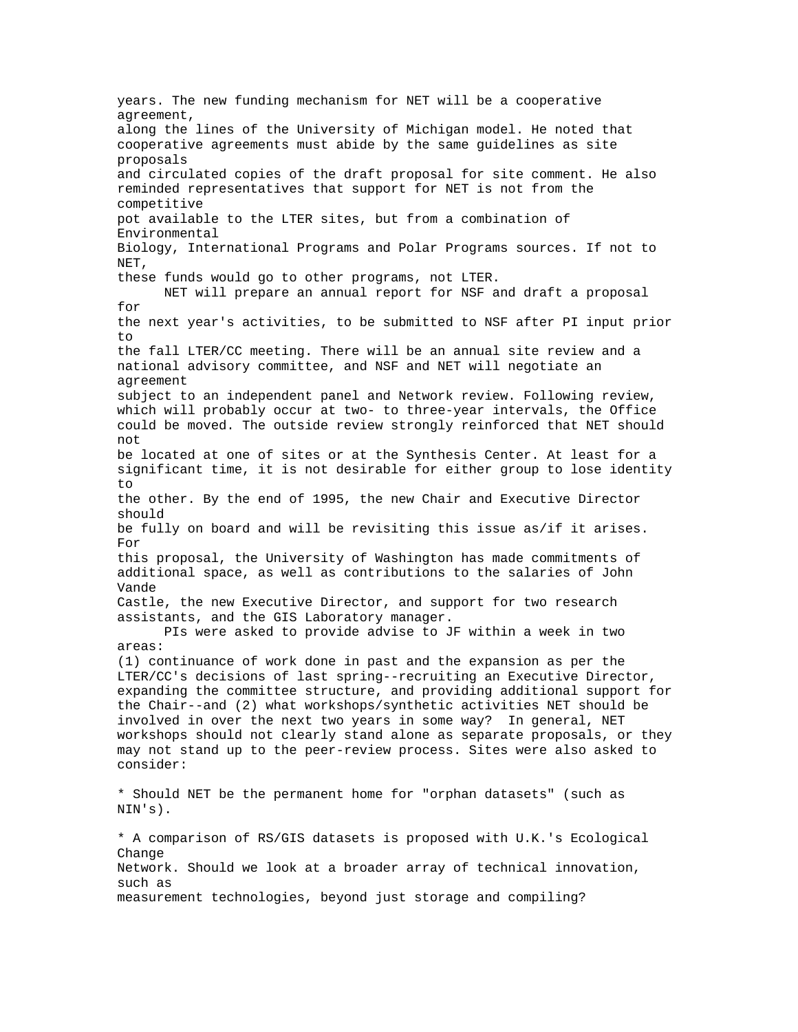years. The new funding mechanism for NET will be a cooperative agreement, along the lines of the University of Michigan model. He noted that cooperative agreements must abide by the same guidelines as site proposals and circulated copies of the draft proposal for site comment. He also reminded representatives that support for NET is not from the competitive pot available to the LTER sites, but from a combination of Environmental Biology, International Programs and Polar Programs sources. If not to NET, these funds would go to other programs, not LTER.

NET will prepare an annual report for NSF and draft a proposal for the next year's activities, to be submitted to NSF after PI input prior to the fall LTER/CC meeting. There will be an annual site review and a national advisory committee, and NSF and NET will negotiate an agreement subject to an independent panel and Network review. Following review, which will probably occur at two- to three-year intervals, the Office could be moved. The outside review strongly reinforced that NET should not be located at one of sites or at the Synthesis Center. At least for a significant time, it is not desirable for either group to lose identity to the other. By the end of 1995, the new Chair and Executive Director should be fully on board and will be revisiting this issue as/if it arises. For this proposal, the University of Washington has made commitments of additional space, as well as contributions to the salaries of John Vande Castle, the new Executive Director, and support for two research assistants, and the GIS Laboratory manager.

PIs were asked to provide advise to JF within a week in two areas: (1) continuance of work done in past and the expansion as per the LTER/CC's decisions of last spring--recruiting an Executive Director, expanding the committee structure, and providing additional support for the Chair--and (2) what workshops/synthetic activities NET should be involved in over the next two years in some way? In general, NET workshops should not clearly stand alone as separate proposals, or they may not stand up to the peer-review process. Sites were also asked to consider:

* Should NET be the permanent home for "orphan datasets" (such as NIN's).

* A comparison of RS/GIS datasets is proposed with U.K.'s Ecological Change Network. Should we look at a broader array of technical innovation, such as measurement technologies, beyond just storage and compiling?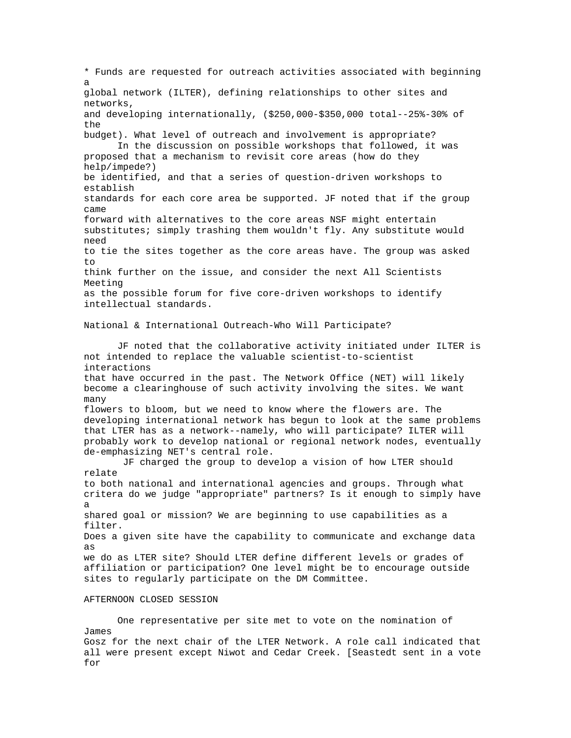* Funds are requested for outreach activities associated with beginning a global network (ILTER), defining relationships to other sites and networks, and developing internationally, ($250,000-$350,000 total--25%-30% of the budget). What level of outreach and involvement is appropriate?

In the discussion on possible workshops that followed, it was proposed that a mechanism to revisit core areas (how do they help/impede?) be identified, and that a series of question-driven workshops to establish standards for each core area be supported. JF noted that if the group came forward with alternatives to the core areas NSF might entertain substitutes; simply trashing them wouldn't fly. Any substitute would need to tie the sites together as the core areas have. The group was asked to think further on the issue, and consider the next All Scientists Meeting as the possible forum for five core-driven workshops to identify intellectual standards.

National & International Outreach-Who Will Participate?

JF noted that the collaborative activity initiated under ILTER is not intended to replace the valuable scientist-to-scientist interactions that have occurred in the past. The Network Office (NET) will likely become a clearinghouse of such activity involving the sites. We want many flowers to bloom, but we need to know where the flowers are. The developing international network has begun to look at the same problems that LTER has as a network--namely, who will participate? ILTER will probably work to develop national or regional network nodes, eventually de-emphasizing NET's central role.

JF charged the group to develop a vision of how LTER should relate to both national and international agencies and groups. Through what critera do we judge "appropriate" partners? Is it enough to simply have a shared goal or mission? We are beginning to use capabilities as a filter. Does a given site have the capability to communicate and exchange data as we do as LTER site? Should LTER define different levels or grades of affiliation or participation? One level might be to encourage outside sites to regularly participate on the DM Committee.

AFTERNOON CLOSED SESSION

One representative per site met to vote on the nomination of James Gosz for the next chair of the LTER Network. A role call indicated that all were present except Niwot and Cedar Creek. [Seastedt sent in a vote for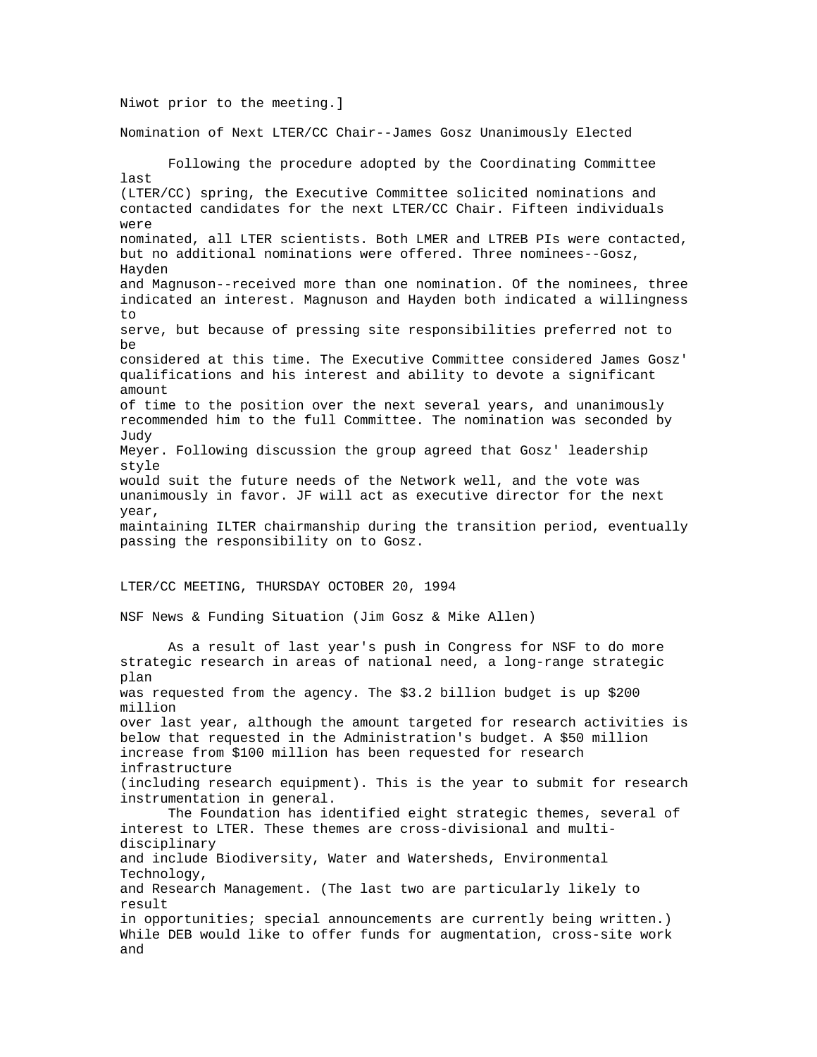Niwot prior to the meeting.]

Nomination of Next LTER/CC Chair--James Gosz Unanimously Elected

Following the procedure adopted by the Coordinating Committee last (LTER/CC) spring, the Executive Committee solicited nominations and contacted candidates for the next LTER/CC Chair. Fifteen individuals were nominated, all LTER scientists. Both LMER and LTREB PIs were contacted, but no additional nominations were offered. Three nominees--Gosz, Hayden and Magnuson--received more than one nomination. Of the nominees, three indicated an interest. Magnuson and Hayden both indicated a willingness to serve, but because of pressing site responsibilities preferred not to be considered at this time. The Executive Committee considered James Gosz' qualifications and his interest and ability to devote a significant amount of time to the position over the next several years, and unanimously recommended him to the full Committee. The nomination was seconded by Judy Meyer. Following discussion the group agreed that Gosz' leadership style would suit the future needs of the Network well, and the vote was unanimously in favor. JF will act as executive director for the next year, maintaining ILTER chairmanship during the transition period, eventually passing the responsibility on to Gosz.

LTER/CC MEETING, THURSDAY OCTOBER 20, 1994

NSF News & Funding Situation (Jim Gosz & Mike Allen)

As a result of last year's push in Congress for NSF to do more strategic research in areas of national need, a long-range strategic plan was requested from the agency. The $3.2 billion budget is up $200 million over last year, although the amount targeted for research activities is below that requested in the Administration's budget. A $50 million increase from $100 million has been requested for research infrastructure (including research equipment). This is the year to submit for research instrumentation in general.

The Foundation has identified eight strategic themes, several of interest to LTER. These themes are cross-divisional and multi-disciplinary and include Biodiversity, Water and Watersheds, Environmental Technology, and Research Management. (The last two are particularly likely to result in opportunities; special announcements are currently being written.) While DEB would like to offer funds for augmentation, cross-site work and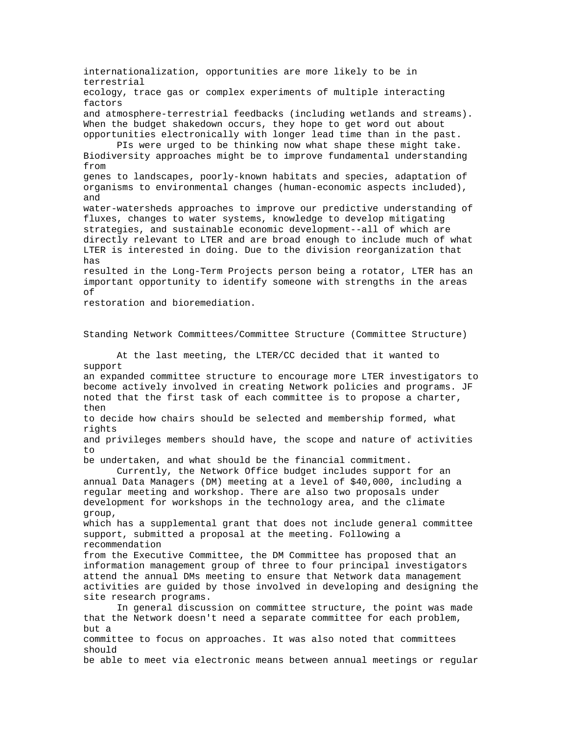internationalization, opportunities are more likely to be in terrestrial ecology, trace gas or complex experiments of multiple interacting factors and atmosphere-terrestrial feedbacks (including wetlands and streams). When the budget shakedown occurs, they hope to get word out about opportunities electronically with longer lead time than in the past.

PIs were urged to be thinking now what shape these might take. Biodiversity approaches might be to improve fundamental understanding from genes to landscapes, poorly-known habitats and species, adaptation of organisms to environmental changes (human-economic aspects included), and water-watersheds approaches to improve our predictive understanding of fluxes, changes to water systems, knowledge to develop mitigating strategies, and sustainable economic development--all of which are directly relevant to LTER and are broad enough to include much of what LTER is interested in doing. Due to the division reorganization that has resulted in the Long-Term Projects person being a rotator, LTER has an important opportunity to identify someone with strengths in the areas of restoration and bioremediation.

## Standing Network Committees/Committee Structure (Committee Structure)

At the last meeting, the LTER/CC decided that it wanted to support an expanded committee structure to encourage more LTER investigators to become actively involved in creating Network policies and programs. JF noted that the first task of each committee is to propose a charter, then to decide how chairs should be selected and membership formed, what rights and privileges members should have, the scope and nature of activities to be undertaken, and what should be the financial commitment.

Currently, the Network Office budget includes support for an annual Data Managers (DM) meeting at a level of $40,000, including a regular meeting and workshop. There are also two proposals under development for workshops in the technology area, and the climate group, which has a supplemental grant that does not include general committee support, submitted a proposal at the meeting. Following a recommendation from the Executive Committee, the DM Committee has proposed that an information management group of three to four principal investigators attend the annual DMs meeting to ensure that Network data management activities are guided by those involved in developing and designing the site research programs.

In general discussion on committee structure, the point was made that the Network doesn't need a separate committee for each problem, but a committee to focus on approaches. It was also noted that committees should be able to meet via electronic means between annual meetings or regular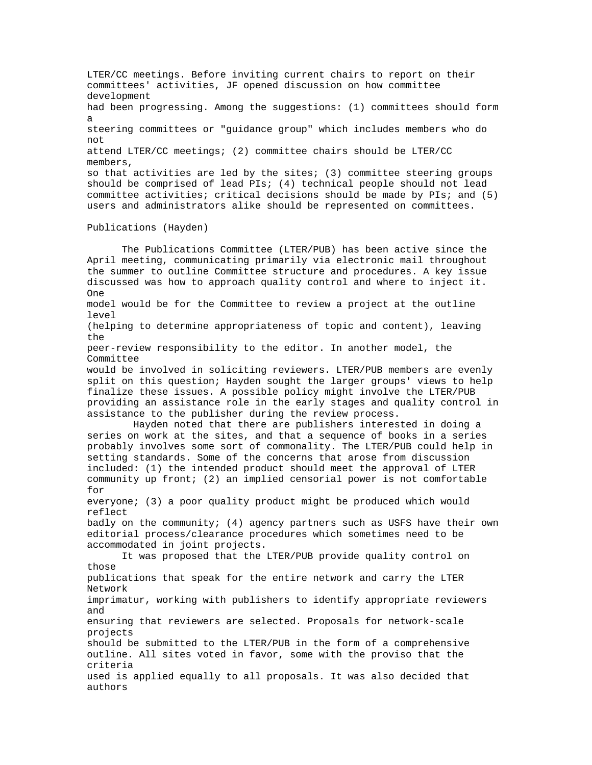LTER/CC meetings. Before inviting current chairs to report on their committees' activities, JF opened discussion on how committee development had been progressing. Among the suggestions: (1) committees should form a steering committees or "guidance group" which includes members who do not attend LTER/CC meetings; (2) committee chairs should be LTER/CC members, so that activities are led by the sites; (3) committee steering groups should be comprised of lead PIs; (4) technical people should not lead committee activities; critical decisions should be made by PIs; and (5) users and administrators alike should be represented on committees.

Publications (Hayden)

The Publications Committee (LTER/PUB) has been active since the April meeting, communicating primarily via electronic mail throughout the summer to outline Committee structure and procedures. A key issue discussed was how to approach quality control and where to inject it. One model would be for the Committee to review a project at the outline level (helping to determine appropriateness of topic and content), leaving the peer-review responsibility to the editor. In another model, the Committee would be involved in soliciting reviewers. LTER/PUB members are evenly split on this question; Hayden sought the larger groups' views to help finalize these issues. A possible policy might involve the LTER/PUB providing an assistance role in the early stages and quality control in assistance to the publisher during the review process.

Hayden noted that there are publishers interested in doing a series on work at the sites, and that a sequence of books in a series probably involves some sort of commonality. The LTER/PUB could help in setting standards. Some of the concerns that arose from discussion included: (1) the intended product should meet the approval of LTER community up front; (2) an implied censorial power is not comfortable for everyone; (3) a poor quality product might be produced which would reflect badly on the community; (4) agency partners such as USFS have their own editorial process/clearance procedures which sometimes need to be accommodated in joint projects.

It was proposed that the LTER/PUB provide quality control on those publications that speak for the entire network and carry the LTER Network imprimatur, working with publishers to identify appropriate reviewers and ensuring that reviewers are selected. Proposals for network-scale projects should be submitted to the LTER/PUB in the form of a comprehensive outline. All sites voted in favor, some with the proviso that the criteria used is applied equally to all proposals. It was also decided that authors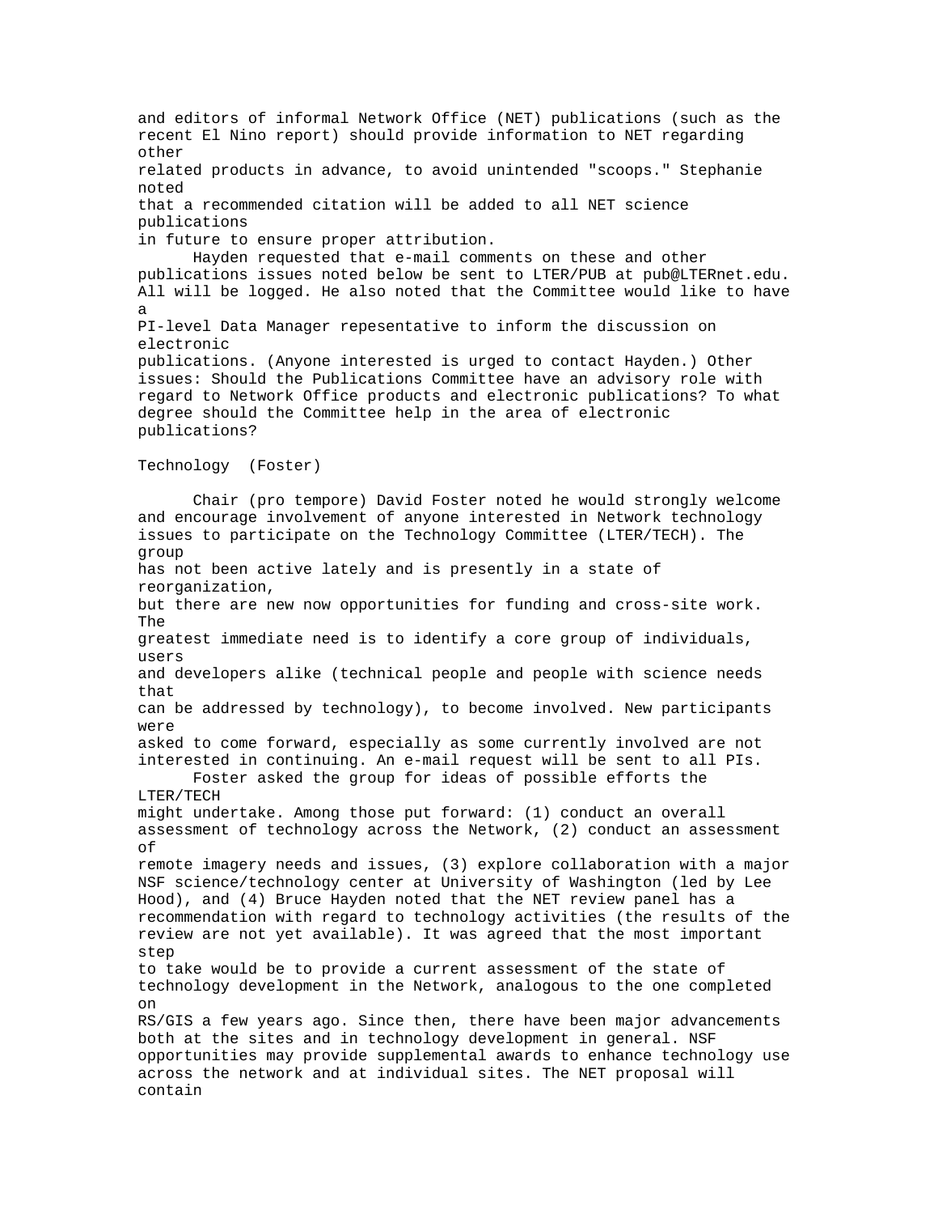and editors of informal Network Office (NET) publications (such as the recent El Nino report) should provide information to NET regarding other related products in advance, to avoid unintended "scoops." Stephanie noted that a recommended citation will be added to all NET science publications in future to ensure proper attribution.

Hayden requested that e-mail comments on these and other publications issues noted below be sent to LTER/PUB at pub@LTERnet.edu. All will be logged. He also noted that the Committee would like to have a PI-level Data Manager repesentative to inform the discussion on electronic publications. (Anyone interested is urged to contact Hayden.) Other issues: Should the Publications Committee have an advisory role with regard to Network Office products and electronic publications? To what degree should the Committee help in the area of electronic publications?

Technology (Foster)

Chair (pro tempore) David Foster noted he would strongly welcome and encourage involvement of anyone interested in Network technology issues to participate on the Technology Committee (LTER/TECH). The group has not been active lately and is presently in a state of reorganization, but there are new now opportunities for funding and cross-site work. The greatest immediate need is to identify a core group of individuals, users and developers alike (technical people and people with science needs that can be addressed by technology), to become involved. New participants were asked to come forward, especially as some currently involved are not interested in continuing. An e-mail request will be sent to all PIs.

Foster asked the group for ideas of possible efforts the LTER/TECH might undertake. Among those put forward: (1) conduct an overall assessment of technology across the Network, (2) conduct an assessment of remote imagery needs and issues, (3) explore collaboration with a major NSF science/technology center at University of Washington (led by Lee Hood), and (4) Bruce Hayden noted that the NET review panel has a recommendation with regard to technology activities (the results of the review are not yet available). It was agreed that the most important step to take would be to provide a current assessment of the state of technology development in the Network, analogous to the one completed on RS/GIS a few years ago. Since then, there have been major advancements both at the sites and in technology development in general. NSF opportunities may provide supplemental awards to enhance technology use across the network and at individual sites. The NET proposal will contain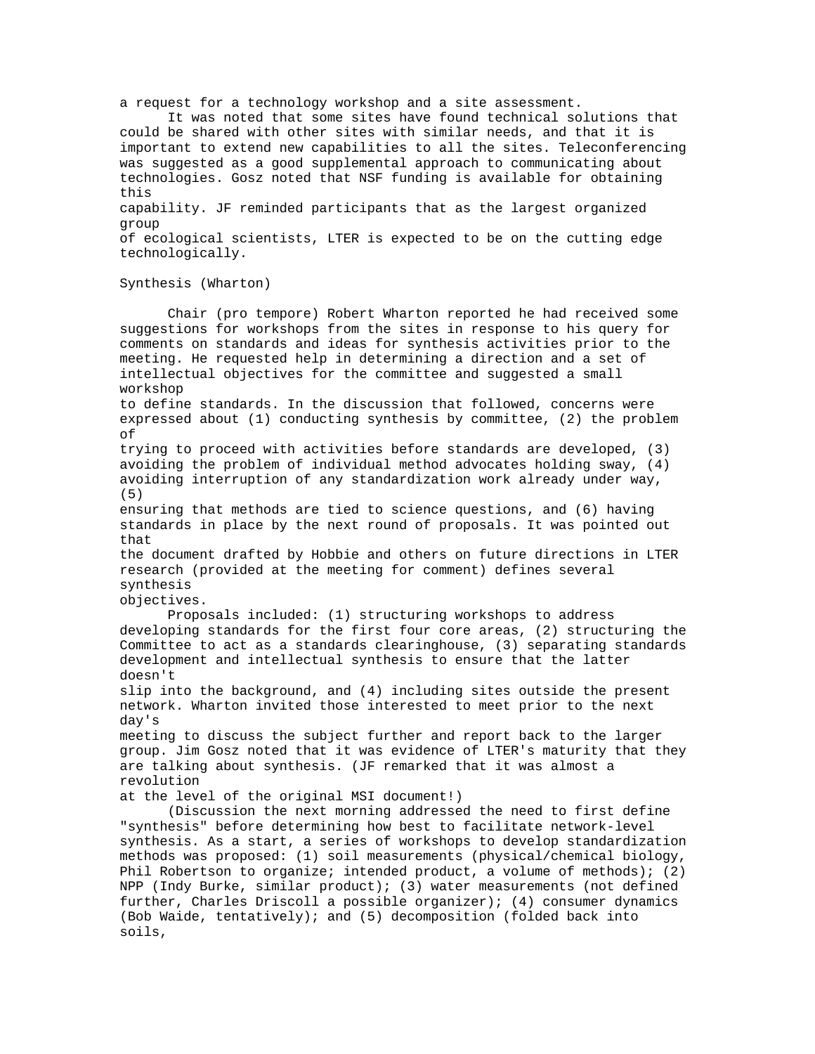a request for a technology workshop and a site assessment.

It was noted that some sites have found technical solutions that could be shared with other sites with similar needs, and that it is important to extend new capabilities to all the sites. Teleconferencing was suggested as a good supplemental approach to communicating about technologies. Gosz noted that NSF funding is available for obtaining this capability. JF reminded participants that as the largest organized group of ecological scientists, LTER is expected to be on the cutting edge technologically.

## Synthesis (Wharton)

Chair (pro tempore) Robert Wharton reported he had received some suggestions for workshops from the sites in response to his query for comments on standards and ideas for synthesis activities prior to the meeting. He requested help in determining a direction and a set of intellectual objectives for the committee and suggested a small workshop to define standards. In the discussion that followed, concerns were expressed about (1) conducting synthesis by committee, (2) the problem of trying to proceed with activities before standards are developed, (3) avoiding the problem of individual method advocates holding sway, (4) avoiding interruption of any standardization work already under way, (5) ensuring that methods are tied to science questions, and (6) having standards in place by the next round of proposals. It was pointed out that the document drafted by Hobbie and others on future directions in LTER research (provided at the meeting for comment) defines several synthesis objectives.

Proposals included: (1) structuring workshops to address developing standards for the first four core areas, (2) structuring the Committee to act as a standards clearinghouse, (3) separating standards development and intellectual synthesis to ensure that the latter doesn't slip into the background, and (4) including sites outside the present network. Wharton invited those interested to meet prior to the next day's meeting to discuss the subject further and report back to the larger group. Jim Gosz noted that it was evidence of LTER's maturity that they are talking about synthesis. (JF remarked that it was almost a revolution at the level of the original MSI document!)

(Discussion the next morning addressed the need to first define "synthesis" before determining how best to facilitate network-level synthesis. As a start, a series of workshops to develop standardization methods was proposed: (1) soil measurements (physical/chemical biology, Phil Robertson to organize; intended product, a volume of methods); (2) NPP (Indy Burke, similar product); (3) water measurements (not defined further, Charles Driscoll a possible organizer); (4) consumer dynamics (Bob Waide, tentatively); and (5) decomposition (folded back into soils,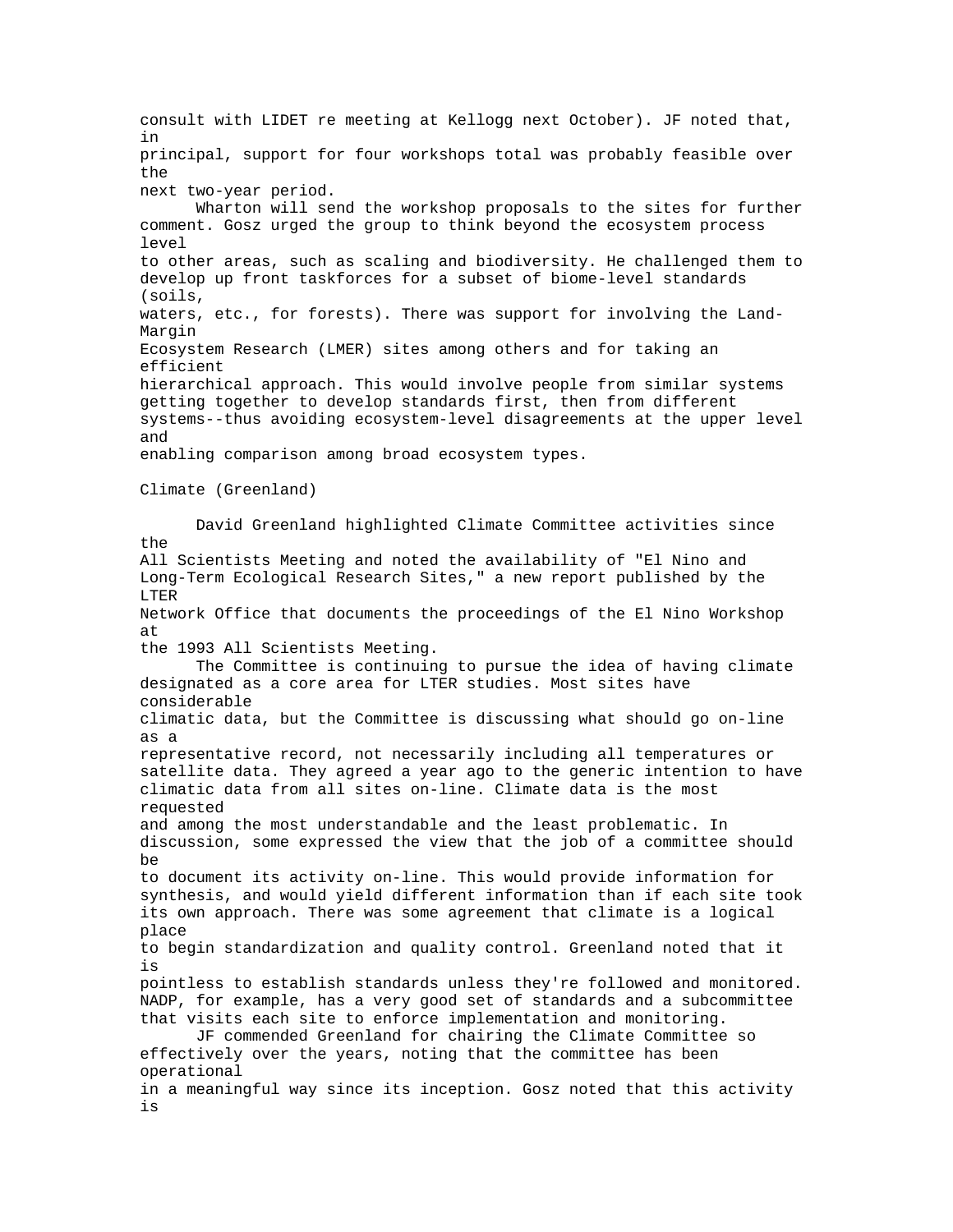consult with LIDET re meeting at Kellogg next October). JF noted that, in principal, support for four workshops total was probably feasible over the next two-year period.

Wharton will send the workshop proposals to the sites for further comment. Gosz urged the group to think beyond the ecosystem process level to other areas, such as scaling and biodiversity. He challenged them to develop up front taskforces for a subset of biome-level standards (soils, waters, etc., for forests). There was support for involving the Land-Margin Ecosystem Research (LMER) sites among others and for taking an efficient hierarchical approach. This would involve people from similar systems getting together to develop standards first, then from different systems--thus avoiding ecosystem-level disagreements at the upper level and enabling comparison among broad ecosystem types.

## Climate (Greenland)

David Greenland highlighted Climate Committee activities since the All Scientists Meeting and noted the availability of "El Nino and Long-Term Ecological Research Sites," a new report published by the LTER Network Office that documents the proceedings of the El Nino Workshop at the 1993 All Scientists Meeting.

The Committee is continuing to pursue the idea of having climate designated as a core area for LTER studies. Most sites have considerable climatic data, but the Committee is discussing what should go on-line as a representative record, not necessarily including all temperatures or satellite data. They agreed a year ago to the generic intention to have climatic data from all sites on-line. Climate data is the most requested and among the most understandable and the least problematic. In discussion, some expressed the view that the job of a committee should be to document its activity on-line. This would provide information for synthesis, and would yield different information than if each site took its own approach. There was some agreement that climate is a logical place to begin standardization and quality control. Greenland noted that it is pointless to establish standards unless they're followed and monitored. NADP, for example, has a very good set of standards and a subcommittee that visits each site to enforce implementation and monitoring.

JF commended Greenland for chairing the Climate Committee so effectively over the years, noting that the committee has been operational in a meaningful way since its inception. Gosz noted that this activity is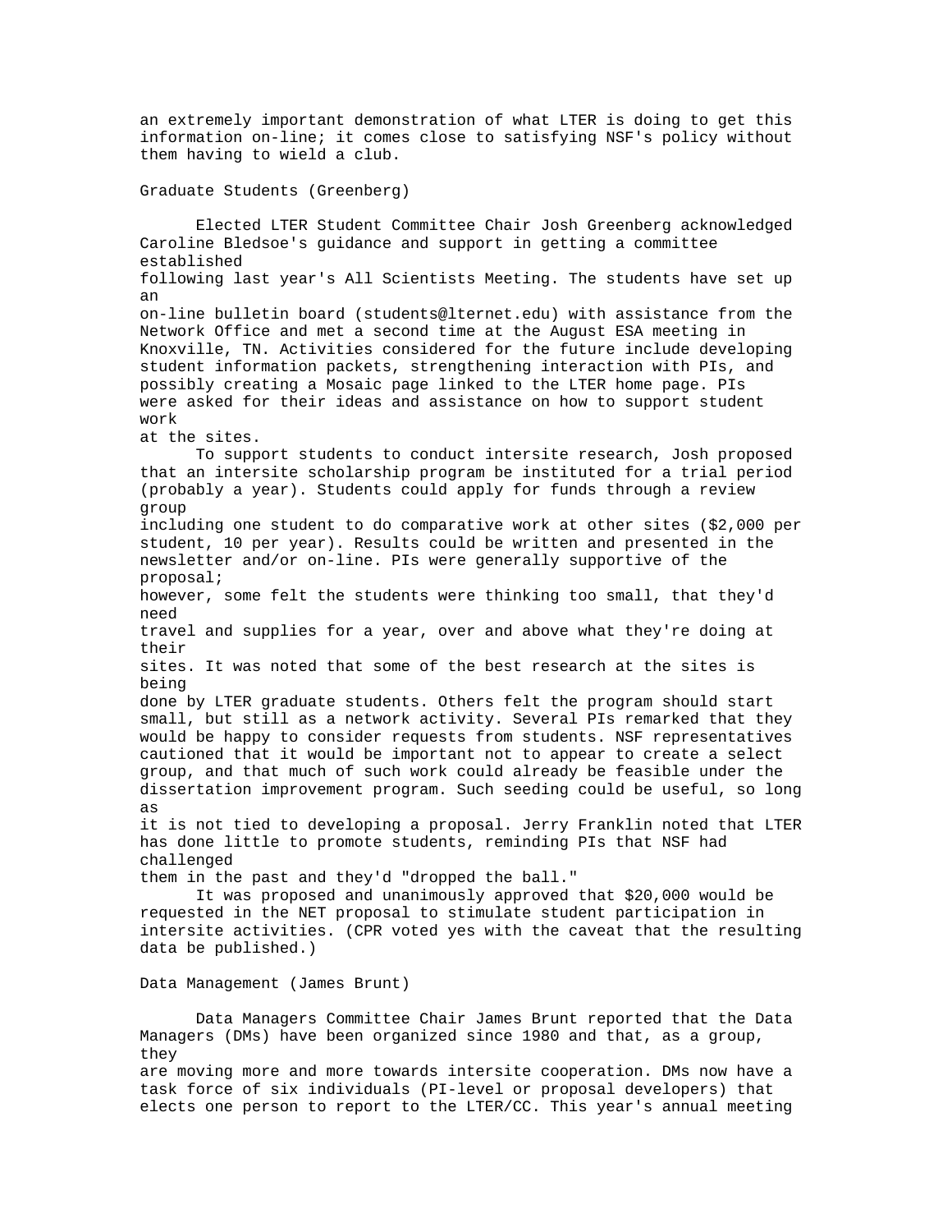an extremely important demonstration of what LTER is doing to get this information on-line; it comes close to satisfying NSF's policy without them having to wield a club.

## Graduate Students (Greenberg)

Elected LTER Student Committee Chair Josh Greenberg acknowledged Caroline Bledsoe's guidance and support in getting a committee established following last year's All Scientists Meeting. The students have set up an on-line bulletin board (students@lternet.edu) with assistance from the Network Office and met a second time at the August ESA meeting in Knoxville, TN. Activities considered for the future include developing student information packets, strengthening interaction with PIs, and possibly creating a Mosaic page linked to the LTER home page. PIs were asked for their ideas and assistance on how to support student work at the sites.

To support students to conduct intersite research, Josh proposed that an intersite scholarship program be instituted for a trial period (probably a year). Students could apply for funds through a review group including one student to do comparative work at other sites ($2,000 per student, 10 per year). Results could be written and presented in the newsletter and/or on-line. PIs were generally supportive of the proposal; however, some felt the students were thinking too small, that they'd need travel and supplies for a year, over and above what they're doing at their sites. It was noted that some of the best research at the sites is being done by LTER graduate students. Others felt the program should start small, but still as a network activity. Several PIs remarked that they would be happy to consider requests from students. NSF representatives cautioned that it would be important not to appear to create a select group, and that much of such work could already be feasible under the dissertation improvement program. Such seeding could be useful, so long as it is not tied to developing a proposal. Jerry Franklin noted that LTER has done little to promote students, reminding PIs that NSF had challenged them in the past and they'd "dropped the ball."

It was proposed and unanimously approved that $20,000 would be requested in the NET proposal to stimulate student participation in intersite activities. (CPR voted yes with the caveat that the resulting data be published.)

## Data Management (James Brunt)

Data Managers Committee Chair James Brunt reported that the Data Managers (DMs) have been organized since 1980 and that, as a group, they are moving more and more towards intersite cooperation. DMs now have a task force of six individuals (PI-level or proposal developers) that elects one person to report to the LTER/CC. This year's annual meeting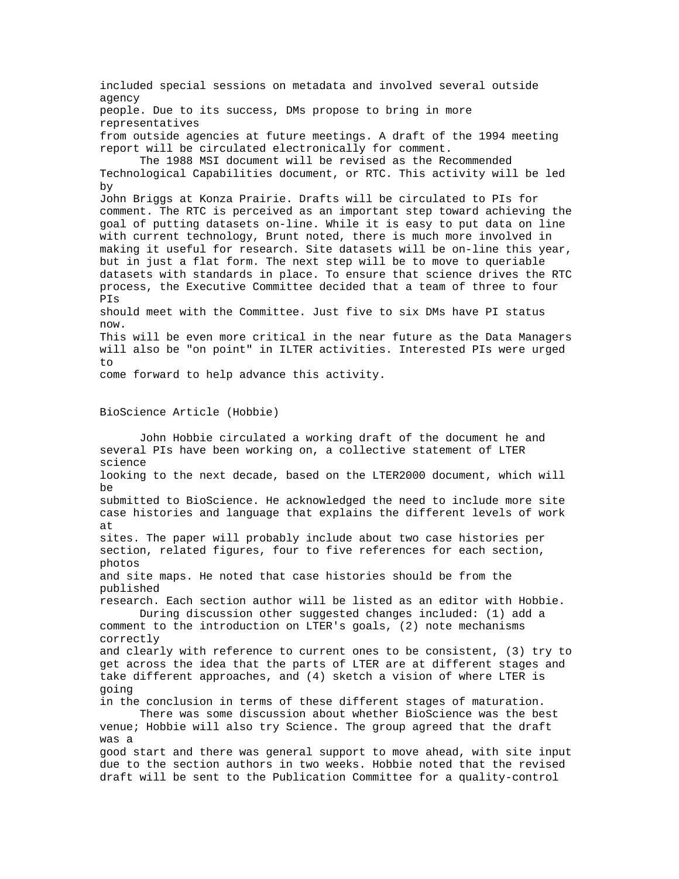included special sessions on metadata and involved several outside agency people. Due to its success, DMs propose to bring in more representatives from outside agencies at future meetings. A draft of the 1994 meeting report will be circulated electronically for comment.

The 1988 MSI document will be revised as the Recommended Technological Capabilities document, or RTC. This activity will be led by John Briggs at Konza Prairie. Drafts will be circulated to PIs for comment. The RTC is perceived as an important step toward achieving the goal of putting datasets on-line. While it is easy to put data on line with current technology, Brunt noted, there is much more involved in making it useful for research. Site datasets will be on-line this year, but in just a flat form. The next step will be to move to queriable datasets with standards in place. To ensure that science drives the RTC process, the Executive Committee decided that a team of three to four PIs should meet with the Committee. Just five to six DMs have PI status now. This will be even more critical in the near future as the Data Managers will also be "on point" in ILTER activities. Interested PIs were urged to come forward to help advance this activity.

## BioScience Article (Hobbie)

John Hobbie circulated a working draft of the document he and several PIs have been working on, a collective statement of LTER science looking to the next decade, based on the LTER2000 document, which will be submitted to BioScience. He acknowledged the need to include more site case histories and language that explains the different levels of work at sites. The paper will probably include about two case histories per section, related figures, four to five references for each section, photos and site maps. He noted that case histories should be from the published research. Each section author will be listed as an editor with Hobbie.

During discussion other suggested changes included: (1) add a comment to the introduction on LTER's goals, (2) note mechanisms correctly and clearly with reference to current ones to be consistent, (3) try to get across the idea that the parts of LTER are at different stages and take different approaches, and (4) sketch a vision of where LTER is going in the conclusion in terms of these different stages of maturation.

There was some discussion about whether BioScience was the best venue; Hobbie will also try Science. The group agreed that the draft was a good start and there was general support to move ahead, with site input due to the section authors in two weeks. Hobbie noted that the revised draft will be sent to the Publication Committee for a quality-control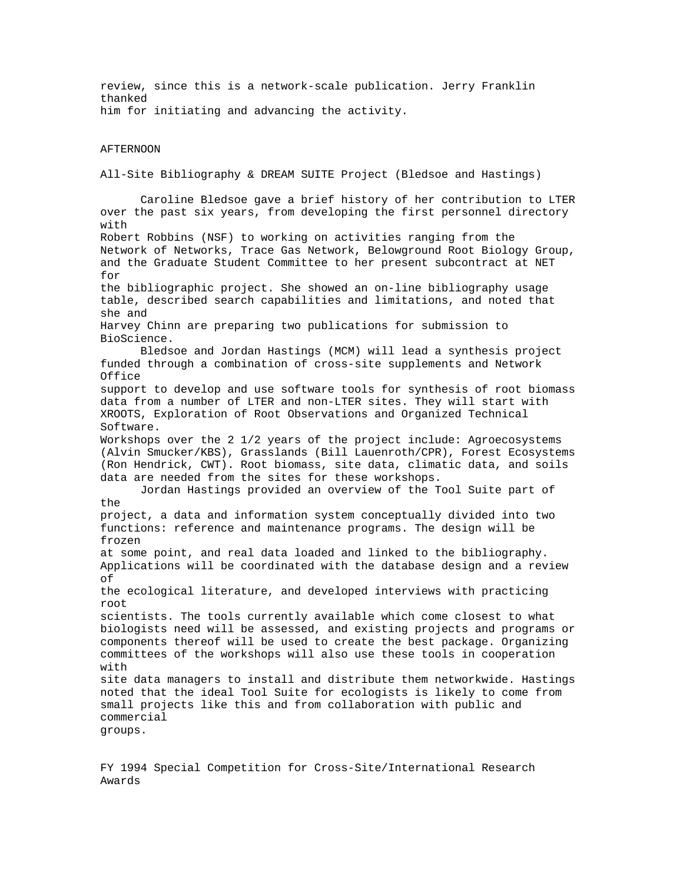review, since this is a network-scale publication. Jerry Franklin thanked him for initiating and advancing the activity.

AFTERNOON

All-Site Bibliography & DREAM SUITE Project (Bledsoe and Hastings)

Caroline Bledsoe gave a brief history of her contribution to LTER over the past six years, from developing the first personnel directory with Robert Robbins (NSF) to working on activities ranging from the Network of Networks, Trace Gas Network, Belowground Root Biology Group, and the Graduate Student Committee to her present subcontract at NET for the bibliographic project. She showed an on-line bibliography usage table, described search capabilities and limitations, and noted that she and Harvey Chinn are preparing two publications for submission to BioScience.

Bledsoe and Jordan Hastings (MCM) will lead a synthesis project funded through a combination of cross-site supplements and Network Office support to develop and use software tools for synthesis of root biomass data from a number of LTER and non-LTER sites. They will start with XROOTS, Exploration of Root Observations and Organized Technical Software. Workshops over the 2 1/2 years of the project include: Agroecosystems (Alvin Smucker/KBS), Grasslands (Bill Lauenroth/CPR), Forest Ecosystems (Ron Hendrick, CWT). Root biomass, site data, climatic data, and soils data are needed from the sites for these workshops.

Jordan Hastings provided an overview of the Tool Suite part of the project, a data and information system conceptually divided into two functions: reference and maintenance programs. The design will be frozen at some point, and real data loaded and linked to the bibliography. Applications will be coordinated with the database design and a review of the ecological literature, and developed interviews with practicing root scientists. The tools currently available which come closest to what biologists need will be assessed, and existing projects and programs or components thereof will be used to create the best package. Organizing committees of the workshops will also use these tools in cooperation with site data managers to install and distribute them networkwide. Hastings noted that the ideal Tool Suite for ecologists is likely to come from small projects like this and from collaboration with public and commercial groups.

FY 1994 Special Competition for Cross-Site/International Research Awards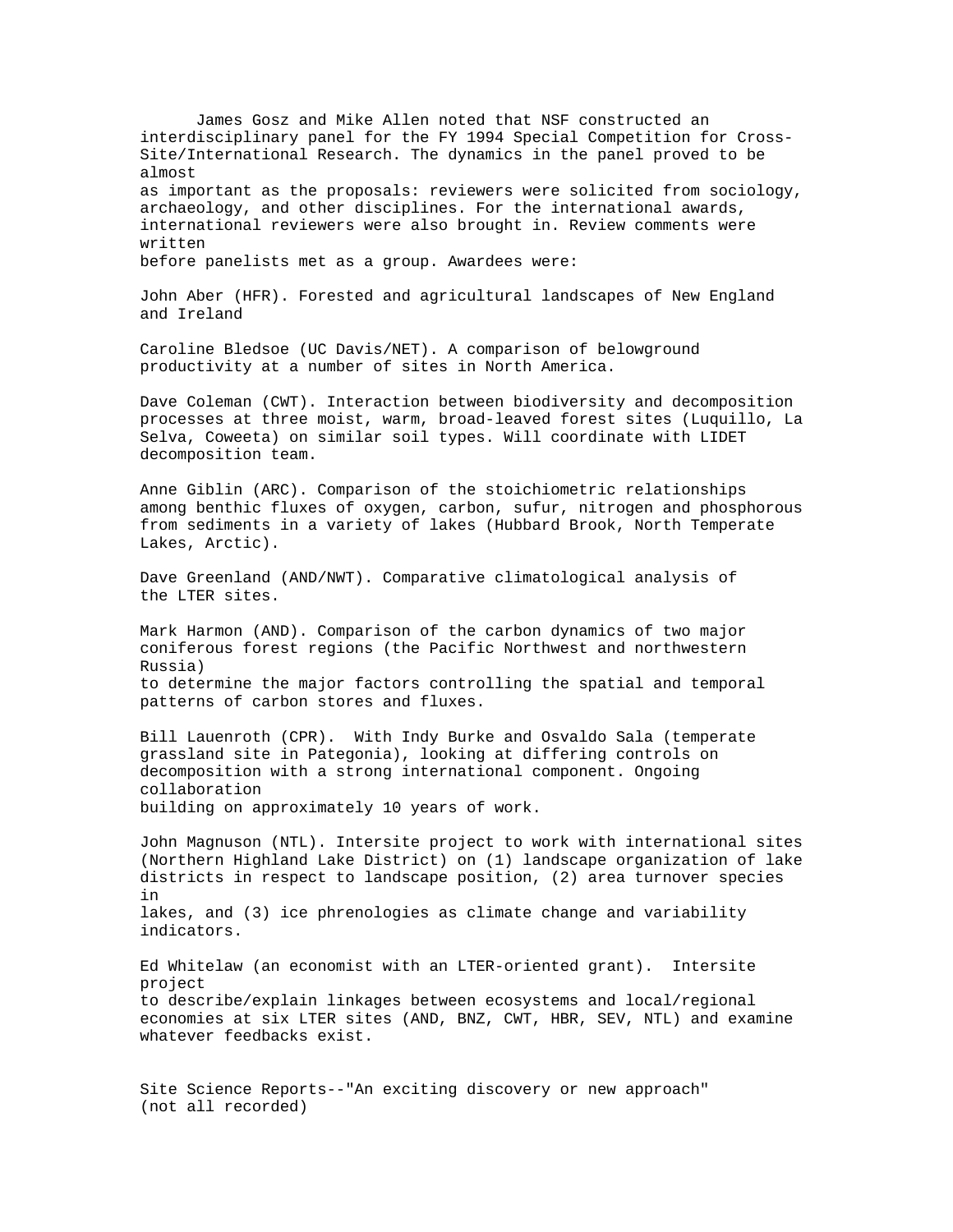James Gosz and Mike Allen noted that NSF constructed an interdisciplinary panel for the FY 1994 Special Competition for Cross-Site/International Research. The dynamics in the panel proved to be almost as important as the proposals: reviewers were solicited from sociology, archaeology, and other disciplines. For the international awards, international reviewers were also brought in. Review comments were written before panelists met as a group. Awardees were:

John Aber (HFR). Forested and agricultural landscapes of New England and Ireland

Caroline Bledsoe (UC Davis/NET). A comparison of belowground productivity at a number of sites in North America.

Dave Coleman (CWT). Interaction between biodiversity and decomposition processes at three moist, warm, broad-leaved forest sites (Luquillo, La Selva, Coweeta) on similar soil types. Will coordinate with LIDET decomposition team.

Anne Giblin (ARC). Comparison of the stoichiometric relationships among benthic fluxes of oxygen, carbon, sufur, nitrogen and phosphorous from sediments in a variety of lakes (Hubbard Brook, North Temperate Lakes, Arctic).

Dave Greenland (AND/NWT). Comparative climatological analysis of the LTER sites.

Mark Harmon (AND). Comparison of the carbon dynamics of two major coniferous forest regions (the Pacific Northwest and northwestern Russia) to determine the major factors controlling the spatial and temporal patterns of carbon stores and fluxes.

Bill Lauenroth (CPR). With Indy Burke and Osvaldo Sala (temperate grassland site in Pategonia), looking at differing controls on decomposition with a strong international component. Ongoing collaboration building on approximately 10 years of work.

John Magnuson (NTL). Intersite project to work with international sites (Northern Highland Lake District) on (1) landscape organization of lake districts in respect to landscape position, (2) area turnover species in lakes, and (3) ice phrenologies as climate change and variability indicators.

Ed Whitelaw (an economist with an LTER-oriented grant). Intersite project to describe/explain linkages between ecosystems and local/regional economies at six LTER sites (AND, BNZ, CWT, HBR, SEV, NTL) and examine whatever feedbacks exist.

Site Science Reports--"An exciting discovery or new approach" (not all recorded)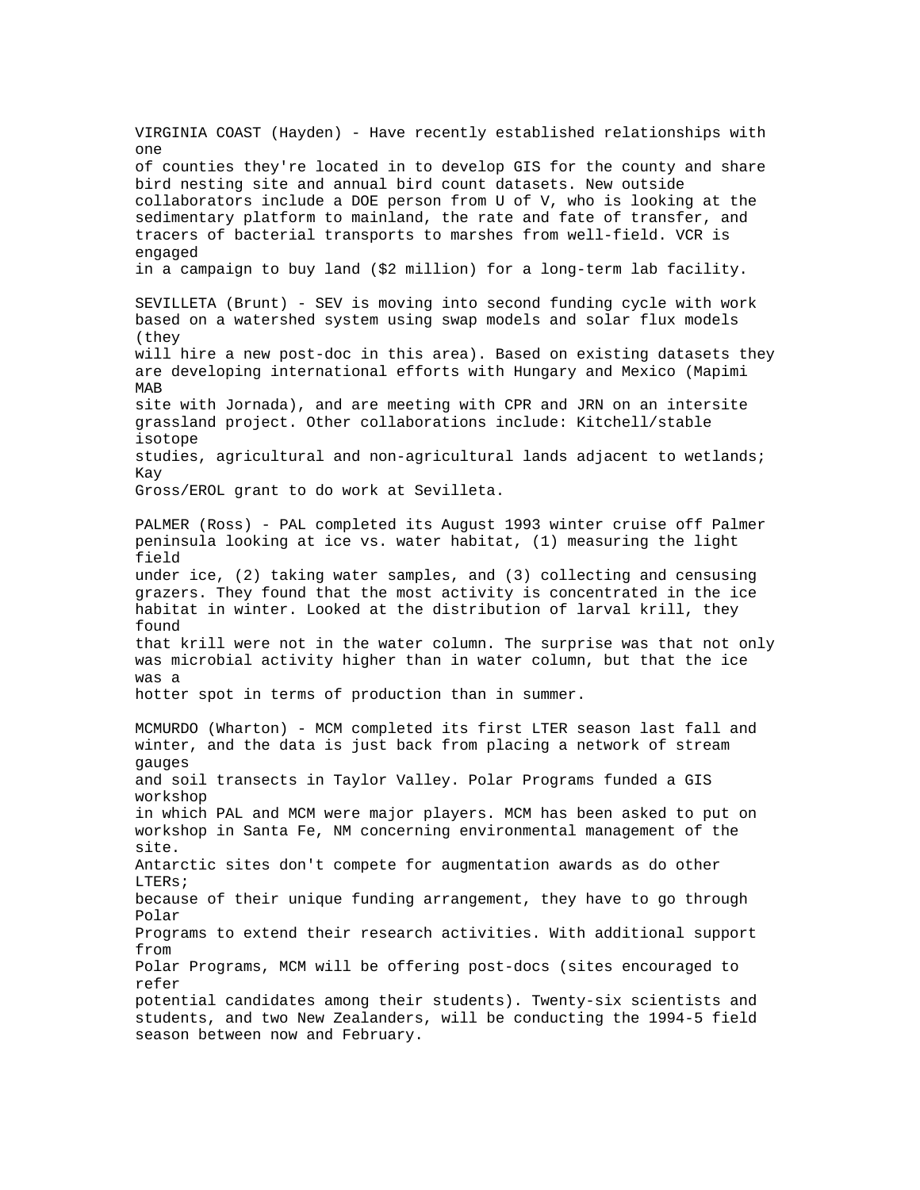VIRGINIA COAST (Hayden) - Have recently established relationships with one of counties they're located in to develop GIS for the county and share bird nesting site and annual bird count datasets. New outside collaborators include a DOE person from U of V, who is looking at the sedimentary platform to mainland, the rate and fate of transfer, and tracers of bacterial transports to marshes from well-field. VCR is engaged in a campaign to buy land ($2 million) for a long-term lab facility.

SEVILLETA (Brunt) - SEV is moving into second funding cycle with work based on a watershed system using swap models and solar flux models (they will hire a new post-doc in this area). Based on existing datasets they are developing international efforts with Hungary and Mexico (Mapimi MAB site with Jornada), and are meeting with CPR and JRN on an intersite grassland project. Other collaborations include: Kitchell/stable isotope studies, agricultural and non-agricultural lands adjacent to wetlands; Kay Gross/EROL grant to do work at Sevilleta.

PALMER (Ross) - PAL completed its August 1993 winter cruise off Palmer peninsula looking at ice vs. water habitat, (1) measuring the light field under ice, (2) taking water samples, and (3) collecting and censusing grazers. They found that the most activity is concentrated in the ice habitat in winter. Looked at the distribution of larval krill, they found that krill were not in the water column. The surprise was that not only was microbial activity higher than in water column, but that the ice was a hotter spot in terms of production than in summer.

MCMURDO (Wharton) - MCM completed its first LTER season last fall and winter, and the data is just back from placing a network of stream gauges and soil transects in Taylor Valley. Polar Programs funded a GIS workshop in which PAL and MCM were major players. MCM has been asked to put on workshop in Santa Fe, NM concerning environmental management of the site. Antarctic sites don't compete for augmentation awards as do other LTERs; because of their unique funding arrangement, they have to go through Polar Programs to extend their research activities. With additional support from Polar Programs, MCM will be offering post-docs (sites encouraged to refer potential candidates among their students). Twenty-six scientists and students, and two New Zealanders, will be conducting the 1994-5 field season between now and February.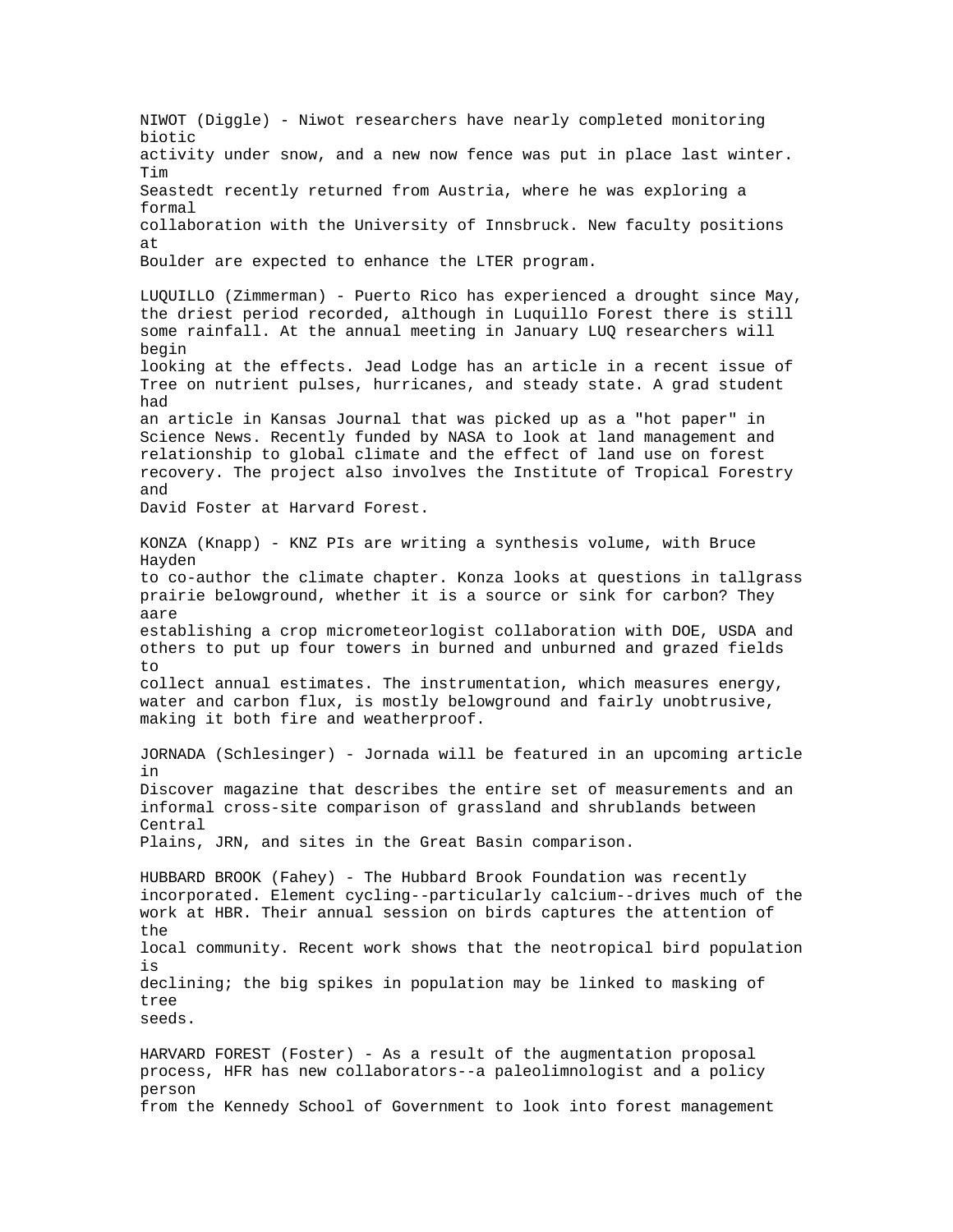NIWOT (Diggle) - Niwot researchers have nearly completed monitoring biotic activity under snow, and a new now fence was put in place last winter. Tim Seastedt recently returned from Austria, where he was exploring a formal collaboration with the University of Innsbruck. New faculty positions at Boulder are expected to enhance the LTER program.

LUQUILLO (Zimmerman) - Puerto Rico has experienced a drought since May, the driest period recorded, although in Luquillo Forest there is still some rainfall. At the annual meeting in January LUQ researchers will begin looking at the effects. Jead Lodge has an article in a recent issue of Tree on nutrient pulses, hurricanes, and steady state. A grad student had an article in Kansas Journal that was picked up as a "hot paper" in Science News. Recently funded by NASA to look at land management and relationship to global climate and the effect of land use on forest recovery. The project also involves the Institute of Tropical Forestry and David Foster at Harvard Forest.

KONZA (Knapp) - KNZ PIs are writing a synthesis volume, with Bruce Hayden to co-author the climate chapter. Konza looks at questions in tallgrass prairie belowground, whether it is a source or sink for carbon? They aare establishing a crop micrometeorlogist collaboration with DOE, USDA and others to put up four towers in burned and unburned and grazed fields to collect annual estimates. The instrumentation, which measures energy, water and carbon flux, is mostly belowground and fairly unobtrusive, making it both fire and weatherproof.

JORNADA (Schlesinger) - Jornada will be featured in an upcoming article in Discover magazine that describes the entire set of measurements and an informal cross-site comparison of grassland and shrublands between Central Plains, JRN, and sites in the Great Basin comparison.

HUBBARD BROOK (Fahey) - The Hubbard Brook Foundation was recently incorporated. Element cycling--particularly calcium--drives much of the work at HBR. Their annual session on birds captures the attention of the local community. Recent work shows that the neotropical bird population is declining; the big spikes in population may be linked to masking of tree seeds.

HARVARD FOREST (Foster) - As a result of the augmentation proposal process, HFR has new collaborators--a paleolimnologist and a policy person from the Kennedy School of Government to look into forest management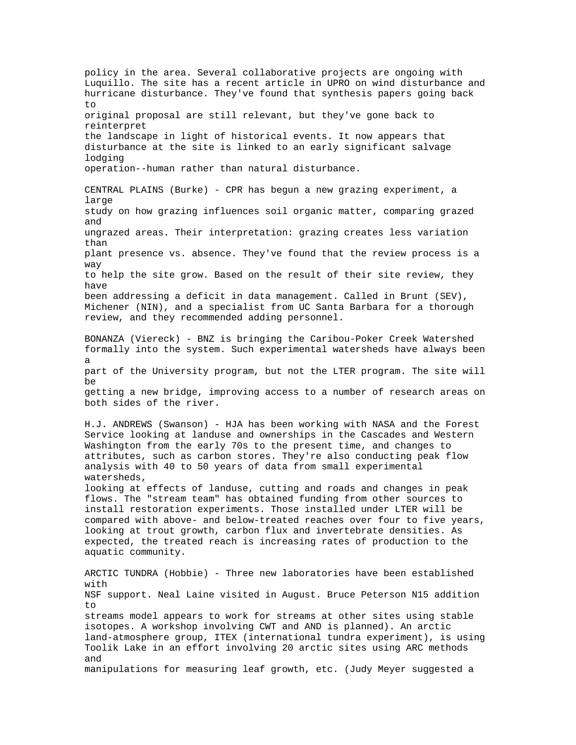policy in the area. Several collaborative projects are ongoing with Luquillo. The site has a recent article in UPRO on wind disturbance and hurricane disturbance. They've found that synthesis papers going back to original proposal are still relevant, but they've gone back to reinterpret the landscape in light of historical events. It now appears that disturbance at the site is linked to an early significant salvage lodging operation--human rather than natural disturbance.

CENTRAL PLAINS (Burke) - CPR has begun a new grazing experiment, a large study on how grazing influences soil organic matter, comparing grazed and ungrazed areas. Their interpretation: grazing creates less variation than plant presence vs. absence. They've found that the review process is a way to help the site grow. Based on the result of their site review, they have been addressing a deficit in data management. Called in Brunt (SEV), Michener (NIN), and a specialist from UC Santa Barbara for a thorough review, and they recommended adding personnel.

BONANZA (Viereck) - BNZ is bringing the Caribou-Poker Creek Watershed formally into the system. Such experimental watersheds have always been a part of the University program, but not the LTER program. The site will be getting a new bridge, improving access to a number of research areas on both sides of the river.

H.J. ANDREWS (Swanson) - HJA has been working with NASA and the Forest Service looking at landuse and ownerships in the Cascades and Western Washington from the early 70s to the present time, and changes to attributes, such as carbon stores. They're also conducting peak flow analysis with 40 to 50 years of data from small experimental watersheds, looking at effects of landuse, cutting and roads and changes in peak flows. The "stream team" has obtained funding from other sources to install restoration experiments. Those installed under LTER will be compared with above- and below-treated reaches over four to five years, looking at trout growth, carbon flux and invertebrate densities. As expected, the treated reach is increasing rates of production to the aquatic community.

ARCTIC TUNDRA (Hobbie) - Three new laboratories have been established with NSF support. Neal Laine visited in August. Bruce Peterson N15 addition to streams model appears to work for streams at other sites using stable isotopes. A workshop involving CWT and AND is planned). An arctic land-atmosphere group, ITEX (international tundra experiment), is using Toolik Lake in an effort involving 20 arctic sites using ARC methods and manipulations for measuring leaf growth, etc. (Judy Meyer suggested a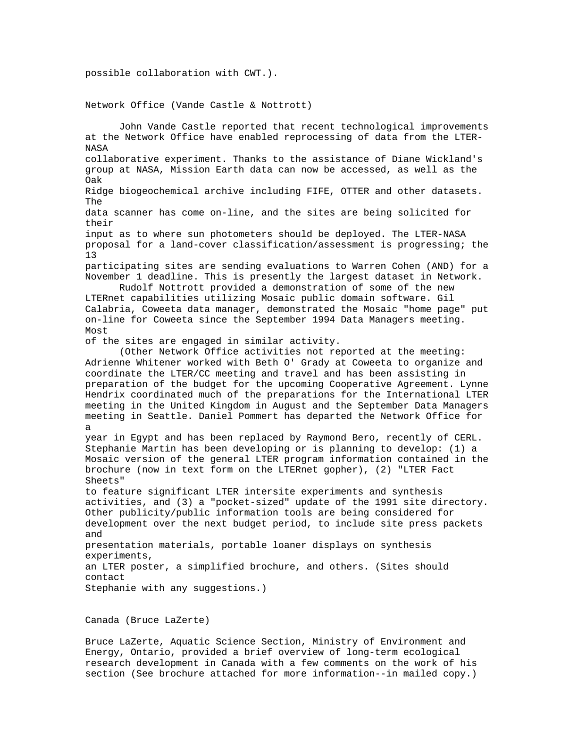possible collaboration with CWT.).

## Network Office (Vande Castle & Nottrott)

John Vande Castle reported that recent technological improvements at the Network Office have enabled reprocessing of data from the LTER-NASA collaborative experiment. Thanks to the assistance of Diane Wickland's group at NASA, Mission Earth data can now be accessed, as well as the Oak Ridge biogeochemical archive including FIFE, OTTER and other datasets. The data scanner has come on-line, and the sites are being solicited for their input as to where sun photometers should be deployed. The LTER-NASA proposal for a land-cover classification/assessment is progressing; the 13 participating sites are sending evaluations to Warren Cohen (AND) for a November 1 deadline. This is presently the largest dataset in Network.

Rudolf Nottrott provided a demonstration of some of the new LTERnet capabilities utilizing Mosaic public domain software. Gil Calabria, Coweeta data manager, demonstrated the Mosaic "home page" put on-line for Coweeta since the September 1994 Data Managers meeting. Most of the sites are engaged in similar activity.

(Other Network Office activities not reported at the meeting: Adrienne Whitener worked with Beth O' Grady at Coweeta to organize and coordinate the LTER/CC meeting and travel and has been assisting in preparation of the budget for the upcoming Cooperative Agreement. Lynne Hendrix coordinated much of the preparations for the International LTER meeting in the United Kingdom in August and the September Data Managers meeting in Seattle. Daniel Pommert has departed the Network Office for a year in Egypt and has been replaced by Raymond Bero, recently of CERL. Stephanie Martin has been developing or is planning to develop: (1) a Mosaic version of the general LTER program information contained in the brochure (now in text form on the LTERnet gopher), (2) "LTER Fact Sheets" to feature significant LTER intersite experiments and synthesis activities, and (3) a "pocket-sized" update of the 1991 site directory. Other publicity/public information tools are being considered for development over the next budget period, to include site press packets and presentation materials, portable loaner displays on synthesis experiments, an LTER poster, a simplified brochure, and others. (Sites should contact Stephanie with any suggestions.)

## Canada (Bruce LaZerte)

Bruce LaZerte, Aquatic Science Section, Ministry of Environment and Energy, Ontario, provided a brief overview of long-term ecological research development in Canada with a few comments on the work of his section (See brochure attached for more information--in mailed copy.)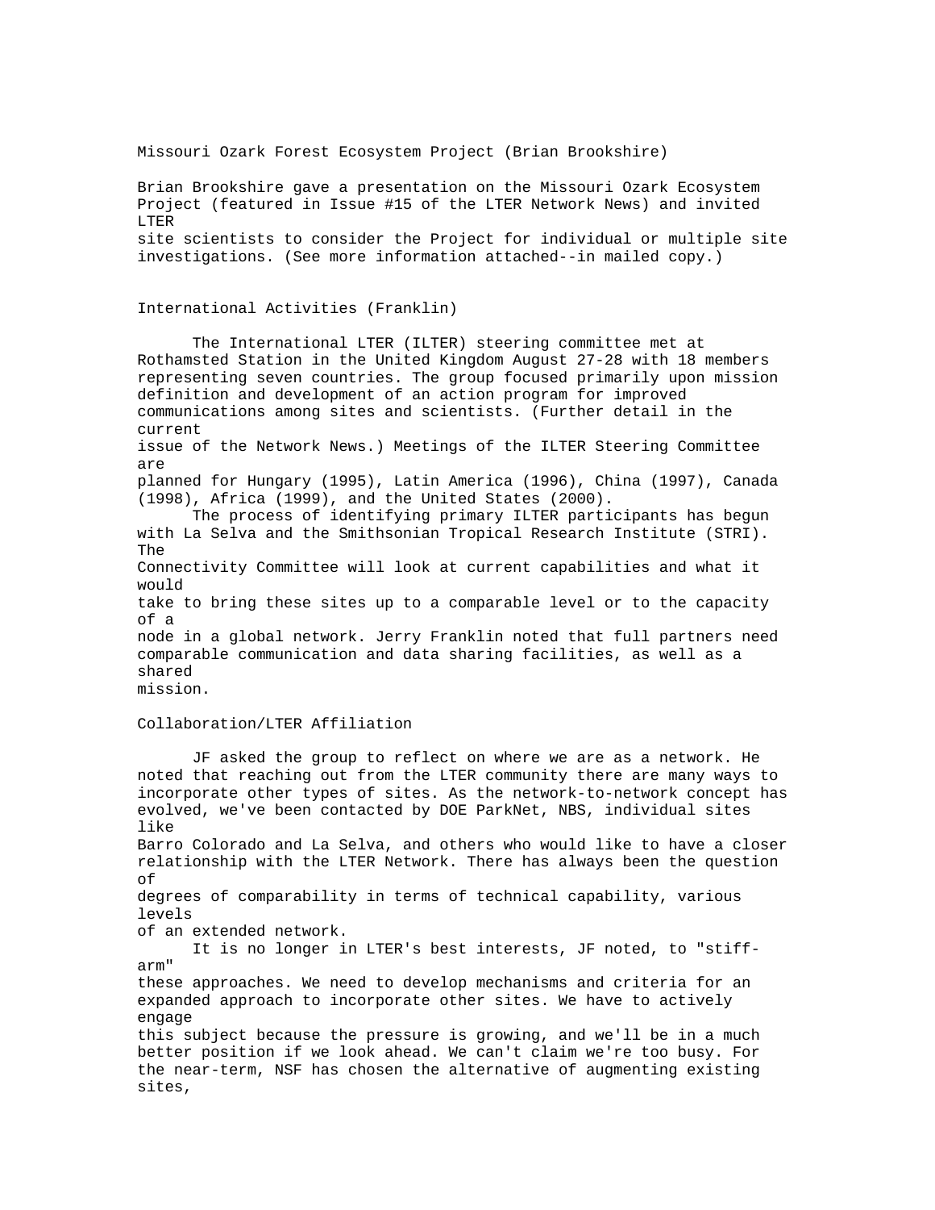## Missouri Ozark Forest Ecosystem Project (Brian Brookshire)

Brian Brookshire gave a presentation on the Missouri Ozark Ecosystem Project (featured in Issue #15 of the LTER Network News) and invited LTER site scientists to consider the Project for individual or multiple site investigations. (See more information attached--in mailed copy.)

## International Activities (Franklin)

The International LTER (ILTER) steering committee met at Rothamsted Station in the United Kingdom August 27-28 with 18 members representing seven countries. The group focused primarily upon mission definition and development of an action program for improved communications among sites and scientists. (Further detail in the current issue of the Network News.) Meetings of the ILTER Steering Committee are planned for Hungary (1995), Latin America (1996), China (1997), Canada (1998), Africa (1999), and the United States (2000).

The process of identifying primary ILTER participants has begun with La Selva and the Smithsonian Tropical Research Institute (STRI). The Connectivity Committee will look at current capabilities and what it would take to bring these sites up to a comparable level or to the capacity of a node in a global network. Jerry Franklin noted that full partners need comparable communication and data sharing facilities, as well as a shared mission.

## Collaboration/LTER Affiliation

JF asked the group to reflect on where we are as a network. He noted that reaching out from the LTER community there are many ways to incorporate other types of sites. As the network-to-network concept has evolved, we've been contacted by DOE ParkNet, NBS, individual sites like Barro Colorado and La Selva, and others who would like to have a closer relationship with the LTER Network. There has always been the question of degrees of comparability in terms of technical capability, various levels of an extended network.

It is no longer in LTER's best interests, JF noted, to "stiff-arm" these approaches. We need to develop mechanisms and criteria for an expanded approach to incorporate other sites. We have to actively engage this subject because the pressure is growing, and we'll be in a much better position if we look ahead. We can't claim we're too busy. For the near-term, NSF has chosen the alternative of augmenting existing sites,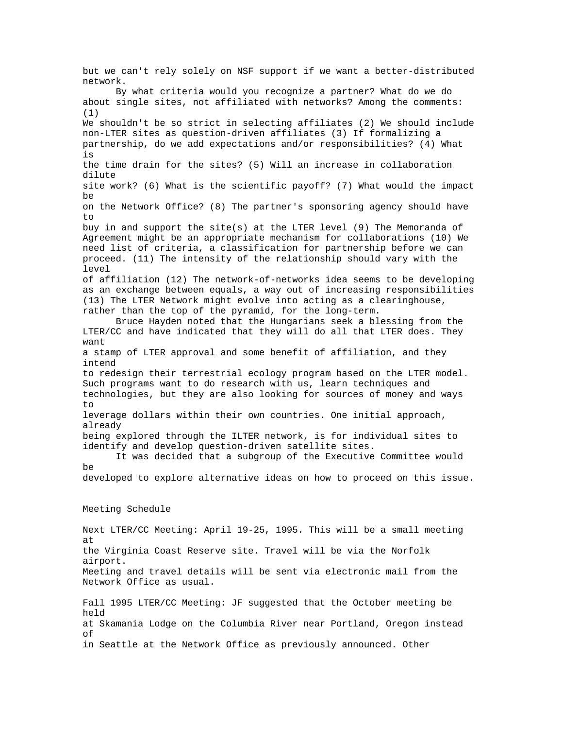but we can't rely solely on NSF support if we want a better-distributed network.

By what criteria would you recognize a partner? What do we do about single sites, not affiliated with networks? Among the comments: (1) We shouldn't be so strict in selecting affiliates (2) We should include non-LTER sites as question-driven affiliates (3) If formalizing a partnership, do we add expectations and/or responsibilities? (4) What is the time drain for the sites? (5) Will an increase in collaboration dilute site work? (6) What is the scientific payoff? (7) What would the impact be on the Network Office? (8) The partner's sponsoring agency should have to buy in and support the site(s) at the LTER level (9) The Memoranda of Agreement might be an appropriate mechanism for collaborations (10) We need list of criteria, a classification for partnership before we can proceed. (11) The intensity of the relationship should vary with the level of affiliation (12) The network-of-networks idea seems to be developing as an exchange between equals, a way out of increasing responsibilities (13) The LTER Network might evolve into acting as a clearinghouse, rather than the top of the pyramid, for the long-term.

Bruce Hayden noted that the Hungarians seek a blessing from the LTER/CC and have indicated that they will do all that LTER does. They want a stamp of LTER approval and some benefit of affiliation, and they intend to redesign their terrestrial ecology program based on the LTER model. Such programs want to do research with us, learn techniques and technologies, but they are also looking for sources of money and ways to leverage dollars within their own countries. One initial approach, already being explored through the ILTER network, is for individual sites to identify and develop question-driven satellite sites.

It was decided that a subgroup of the Executive Committee would be developed to explore alternative ideas on how to proceed on this issue.

## Meeting Schedule

Next LTER/CC Meeting: April 19-25, 1995. This will be a small meeting at the Virginia Coast Reserve site. Travel will be via the Norfolk airport. Meeting and travel details will be sent via electronic mail from the Network Office as usual.

Fall 1995 LTER/CC Meeting: JF suggested that the October meeting be held at Skamania Lodge on the Columbia River near Portland, Oregon instead of in Seattle at the Network Office as previously announced. Other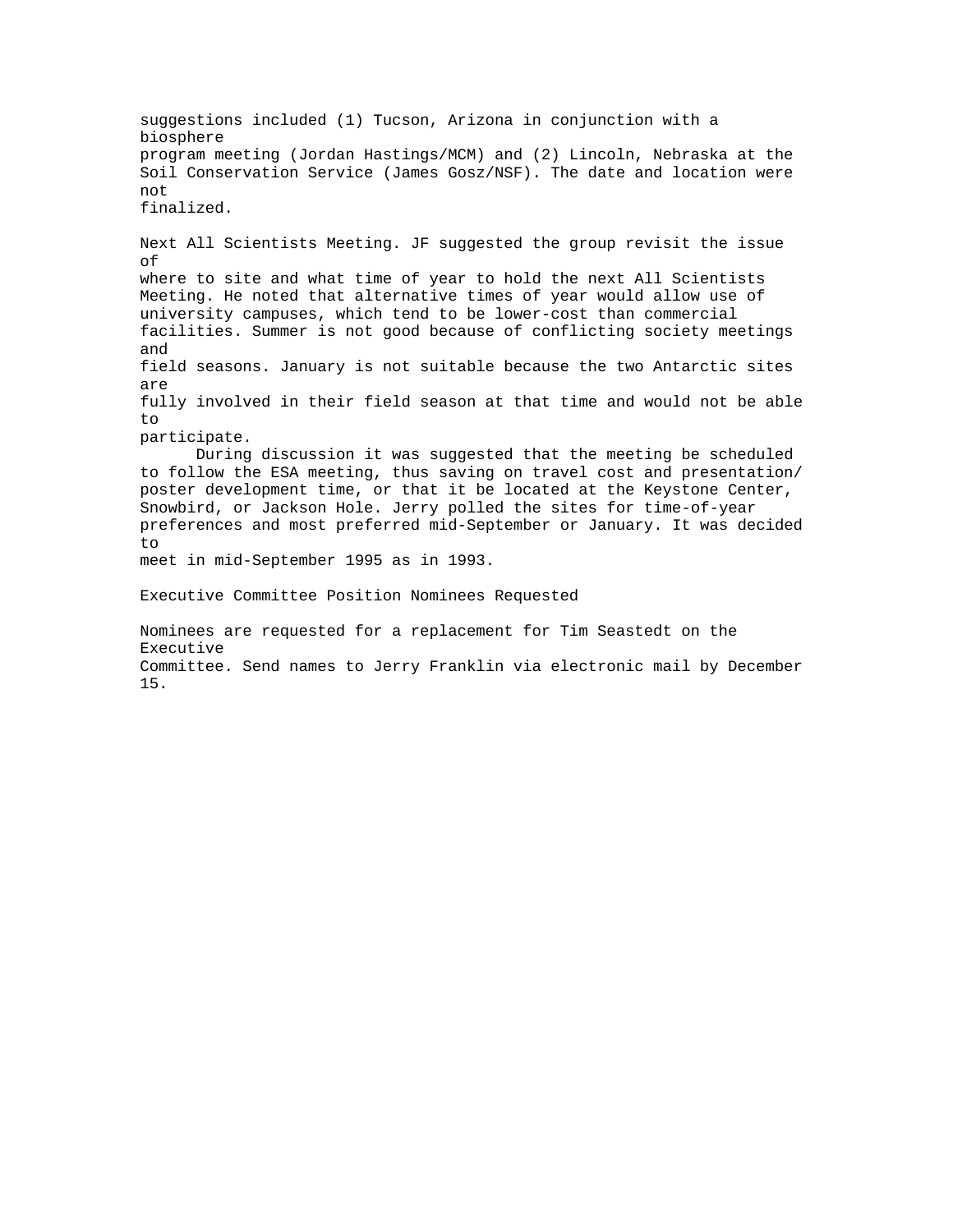suggestions included (1) Tucson, Arizona in conjunction with a biosphere program meeting (Jordan Hastings/MCM) and (2) Lincoln, Nebraska at the Soil Conservation Service (James Gosz/NSF). The date and location were not finalized.

Next All Scientists Meeting. JF suggested the group revisit the issue of where to site and what time of year to hold the next All Scientists Meeting. He noted that alternative times of year would allow use of university campuses, which tend to be lower-cost than commercial facilities. Summer is not good because of conflicting society meetings and field seasons. January is not suitable because the two Antarctic sites are fully involved in their field season at that time and would not be able to participate.

During discussion it was suggested that the meeting be scheduled to follow the ESA meeting, thus saving on travel cost and presentation/poster development time, or that it be located at the Keystone Center, Snowbird, or Jackson Hole. Jerry polled the sites for time-of-year preferences and most preferred mid-September or January. It was decided to meet in mid-September 1995 as in 1993.

## Executive Committee Position Nominees Requested

Nominees are requested for a replacement for Tim Seastedt on the Executive Committee. Send names to Jerry Franklin via electronic mail by December 15.